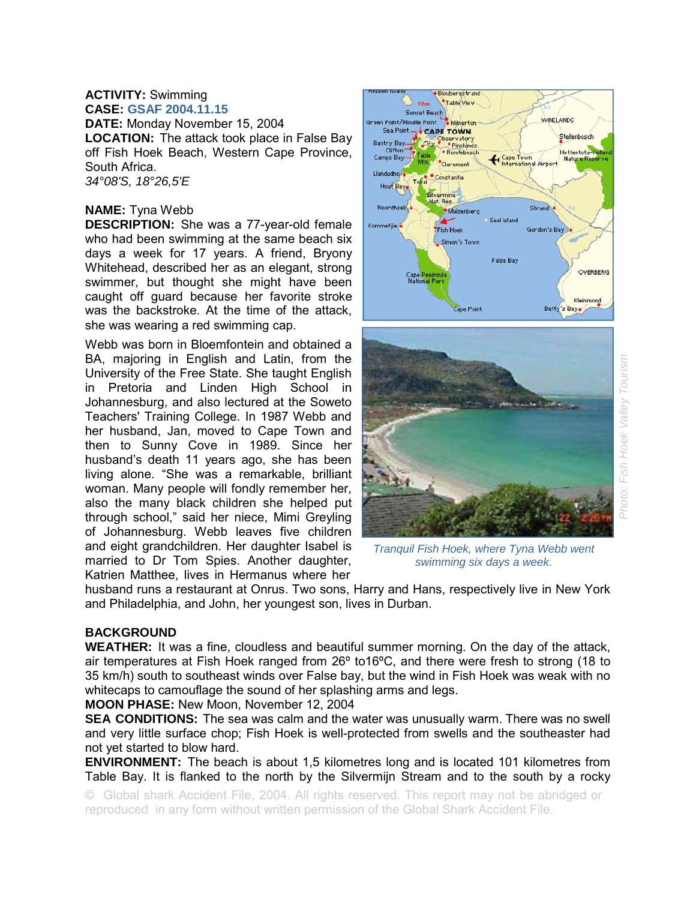**ACTIVITY:** Swimming
**CASE:** GSAF 2004.11.15
**DATE:** Monday November 15, 2004
**LOCATION:** The attack took place in False Bay off Fish Hoek Beach, Western Cape Province, South Africa.
*34°08'S, 18°26,5'E*

**NAME:** Tyna Webb
**DESCRIPTION:** She was a 77-year-old female who had been swimming at the same beach six days a week for 17 years. A friend, Bryony Whitehead, described her as an elegant, strong swimmer, but thought she might have been caught off guard because her favorite stroke was the backstroke. At the time of the attack, she was wearing a red swimming cap.

Webb was born in Bloemfontein and obtained a BA, majoring in English and Latin, from the University of the Free State. She taught English in Pretoria and Linden High School in Johannesburg, and also lectured at the Soweto Teachers' Training College. In 1987 Webb and her husband, Jan, moved to Cape Town and then to Sunny Cove in 1989. Since her husband's death 11 years ago, she has been living alone. "She was a remarkable, brilliant woman. Many people will fondly remember her, also the many black children she helped put through school," said her niece, Mimi Greyling of Johannesburg. Webb leaves five children and eight grandchildren. Her daughter Isabel is married to Dr Tom Spies. Another daughter, Katrien Matthee, lives in Hermanus where her husband runs a restaurant at Onrus. Two sons, Harry and Hans, respectively live in New York and Philadelphia, and John, her youngest son, lives in Durban.

*Tranquil Fish Hoek, where Tyna Webb went swimming six days a week.*

*Photo: Fish Hoek Valley Tourism*

## BACKGROUND

**WEATHER:** It was a fine, cloudless and beautiful summer morning. On the day of the attack, air temperatures at Fish Hoek ranged from 26º to16ºC, and there were fresh to strong (18 to 35 km/h) south to southeast winds over False bay, but the wind in Fish Hoek was weak with no whitecaps to camouflage the sound of her splashing arms and legs.
**MOON PHASE:** New Moon, November 12, 2004
**SEA CONDITIONS:** The sea was calm and the water was unusually warm. There was no swell and very little surface chop; Fish Hoek is well-protected from swells and the southeaster had not yet started to blow hard.
**ENVIRONMENT:** The beach is about 1,5 kilometres long and is located 101 kilometres from Table Bay. It is flanked to the north by the Silvermijn Stream and to the south by a rocky

© Global shark Accident File, 2004. All rights reserved. This report may not be abridged or reproduced in any form without written permission of the Global Shark Accident File.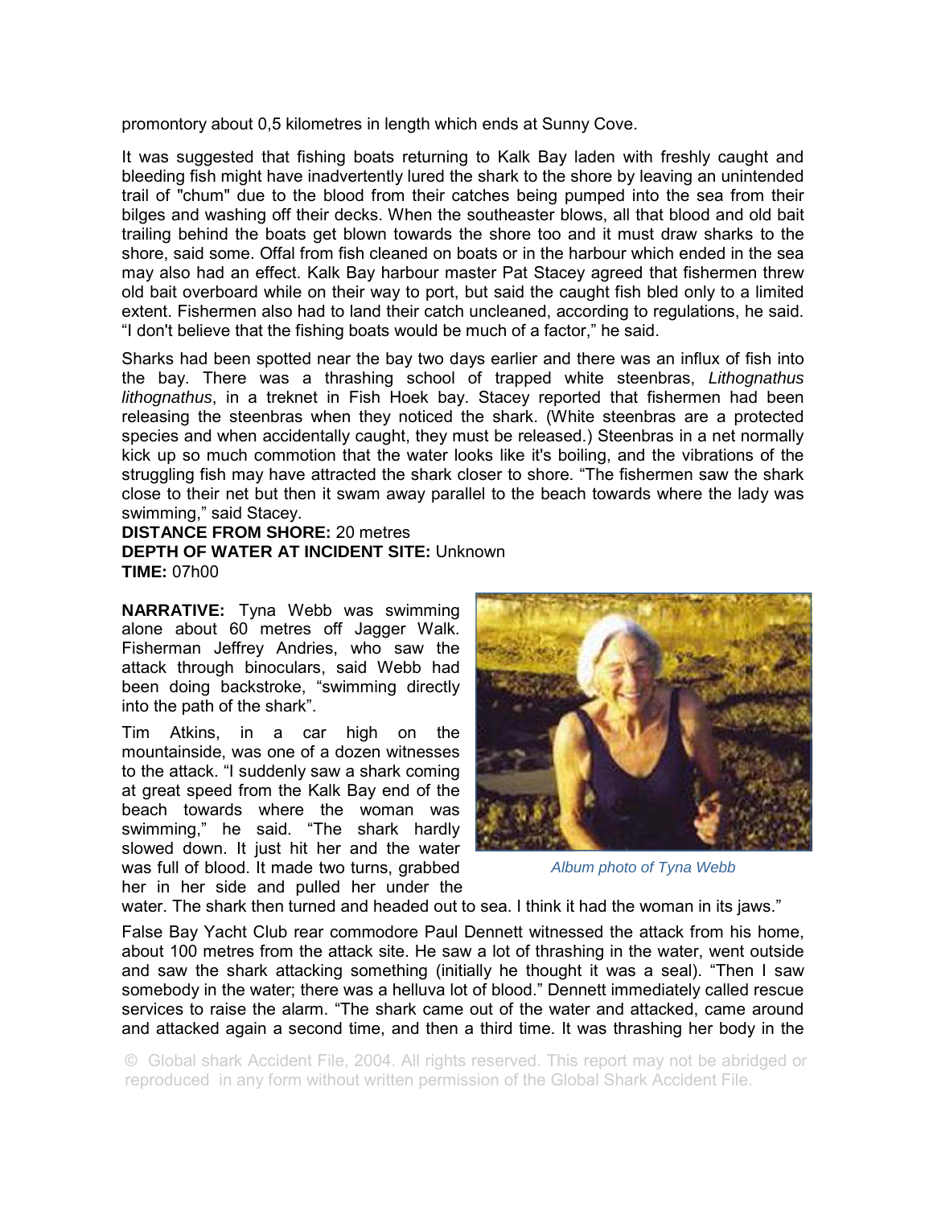promontory about 0,5 kilometres in length which ends at Sunny Cove.

It was suggested that fishing boats returning to Kalk Bay laden with freshly caught and bleeding fish might have inadvertently lured the shark to the shore by leaving an unintended trail of "chum" due to the blood from their catches being pumped into the sea from their bilges and washing off their decks. When the southeaster blows, all that blood and old bait trailing behind the boats get blown towards the shore too and it must draw sharks to the shore, said some. Offal from fish cleaned on boats or in the harbour which ended in the sea may also had an effect. Kalk Bay harbour master Pat Stacey agreed that fishermen threw old bait overboard while on their way to port, but said the caught fish bled only to a limited extent. Fishermen also had to land their catch uncleaned, according to regulations, he said. “I don't believe that the fishing boats would be much of a factor,” he said.

Sharks had been spotted near the bay two days earlier and there was an influx of fish into the bay. There was a thrashing school of trapped white steenbras, *Lithognathus lithognathus*, in a treknet in Fish Hoek bay. Stacey reported that fishermen had been releasing the steenbras when they noticed the shark. (White steenbras are a protected species and when accidentally caught, they must be released.) Steenbras in a net normally kick up so much commotion that the water looks like it's boiling, and the vibrations of the struggling fish may have attracted the shark closer to shore. “The fishermen saw the shark close to their net but then it swam away parallel to the beach towards where the lady was swimming,” said Stacey.

**DISTANCE FROM SHORE:** 20 metres
**DEPTH OF WATER AT INCIDENT SITE:** Unknown
**TIME:** 07h00

**NARRATIVE:** Tyna Webb was swimming alone about 60 metres off Jagger Walk. Fisherman Jeffrey Andries, who saw the attack through binoculars, said Webb had been doing backstroke, “swimming directly into the path of the shark”.

Album photo of Tyna Webb

Tim Atkins, in a car high on the mountainside, was one of a dozen witnesses to the attack. “I suddenly saw a shark coming at great speed from the Kalk Bay end of the beach towards where the woman was swimming,” he said. “The shark hardly slowed down. It just hit her and the water was full of blood. It made two turns, grabbed her in her side and pulled her under the water. The shark then turned and headed out to sea. I think it had the woman in its jaws.”

False Bay Yacht Club rear commodore Paul Dennett witnessed the attack from his home, about 100 metres from the attack site. He saw a lot of thrashing in the water, went outside and saw the shark attacking something (initially he thought it was a seal). “Then I saw somebody in the water; there was a helluva lot of blood.” Dennett immediately called rescue services to raise the alarm. “The shark came out of the water and attacked, came around and attacked again a second time, and then a third time. It was thrashing her body in the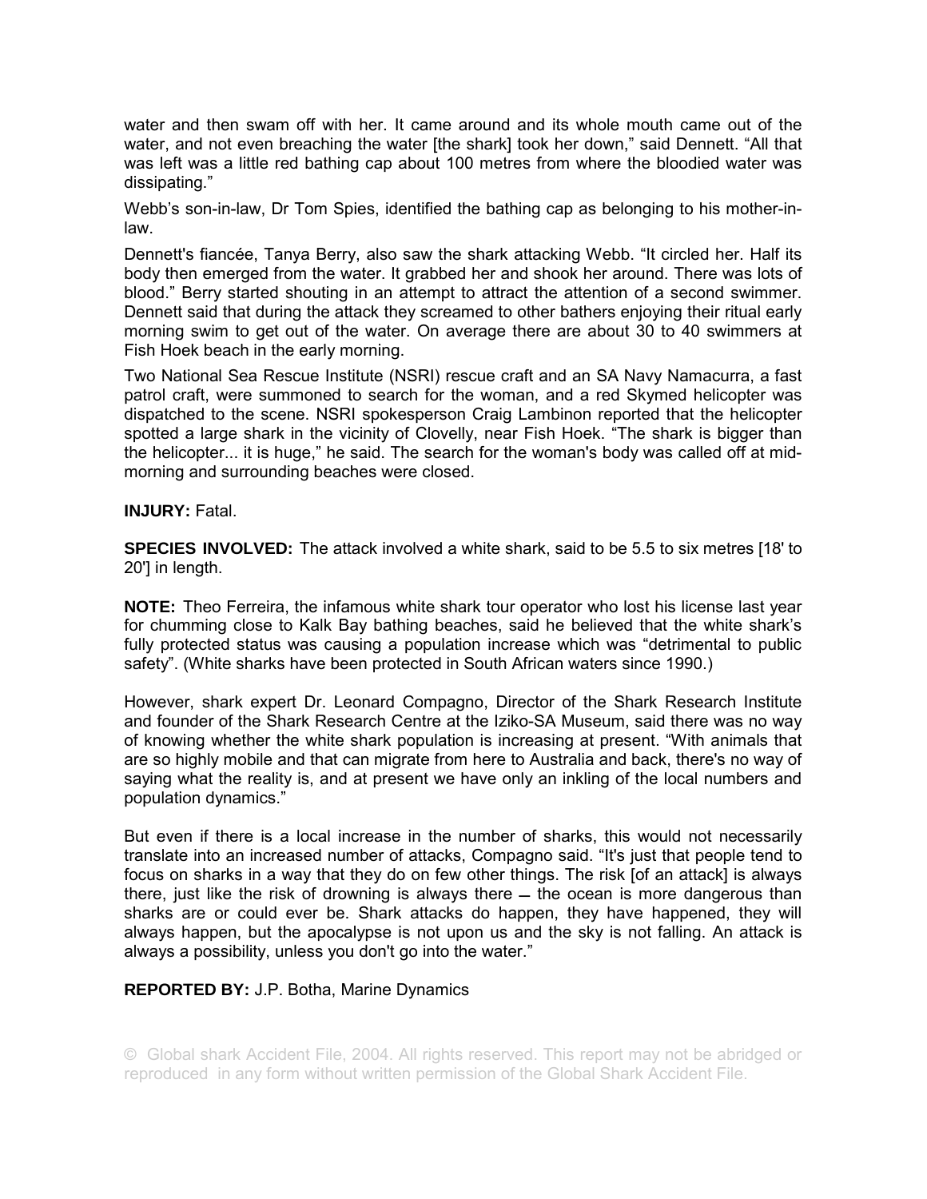water and then swam off with her. It came around and its whole mouth came out of the water, and not even breaching the water [the shark] took her down," said Dennett. "All that was left was a little red bathing cap about 100 metres from where the bloodied water was dissipating."

Webb's son-in-law, Dr Tom Spies, identified the bathing cap as belonging to his mother-in-law.

Dennett's fiancée, Tanya Berry, also saw the shark attacking Webb. "It circled her. Half its body then emerged from the water. It grabbed her and shook her around. There was lots of blood." Berry started shouting in an attempt to attract the attention of a second swimmer. Dennett said that during the attack they screamed to other bathers enjoying their ritual early morning swim to get out of the water. On average there are about 30 to 40 swimmers at Fish Hoek beach in the early morning.

Two National Sea Rescue Institute (NSRI) rescue craft and an SA Navy Namacurra, a fast patrol craft, were summoned to search for the woman, and a red Skymed helicopter was dispatched to the scene. NSRI spokesperson Craig Lambinon reported that the helicopter spotted a large shark in the vicinity of Clovelly, near Fish Hoek. "The shark is bigger than the helicopter... it is huge," he said. The search for the woman's body was called off at mid-morning and surrounding beaches were closed.

**INJURY:** Fatal.

**SPECIES INVOLVED:** The attack involved a white shark, said to be 5.5 to six metres [18' to 20'] in length.

**NOTE:** Theo Ferreira, the infamous white shark tour operator who lost his license last year for chumming close to Kalk Bay bathing beaches, said he believed that the white shark's fully protected status was causing a population increase which was "detrimental to public safety". (White sharks have been protected in South African waters since 1990.)

However, shark expert Dr. Leonard Compagno, Director of the Shark Research Institute and founder of the Shark Research Centre at the Iziko-SA Museum, said there was no way of knowing whether the white shark population is increasing at present. "With animals that are so highly mobile and that can migrate from here to Australia and back, there's no way of saying what the reality is, and at present we have only an inkling of the local numbers and population dynamics."

But even if there is a local increase in the number of sharks, this would not necessarily translate into an increased number of attacks, Compagno said. "It's just that people tend to focus on sharks in a way that they do on few other things. The risk [of an attack] is always there, just like the risk of drowning is always there – the ocean is more dangerous than sharks are or could ever be. Shark attacks do happen, they have happened, they will always happen, but the apocalypse is not upon us and the sky is not falling. An attack is always a possibility, unless you don't go into the water."

**REPORTED BY:** J.P. Botha, Marine Dynamics

© Global shark Accident File, 2004. All rights reserved. This report may not be abridged or reproduced in any form without written permission of the Global Shark Accident File.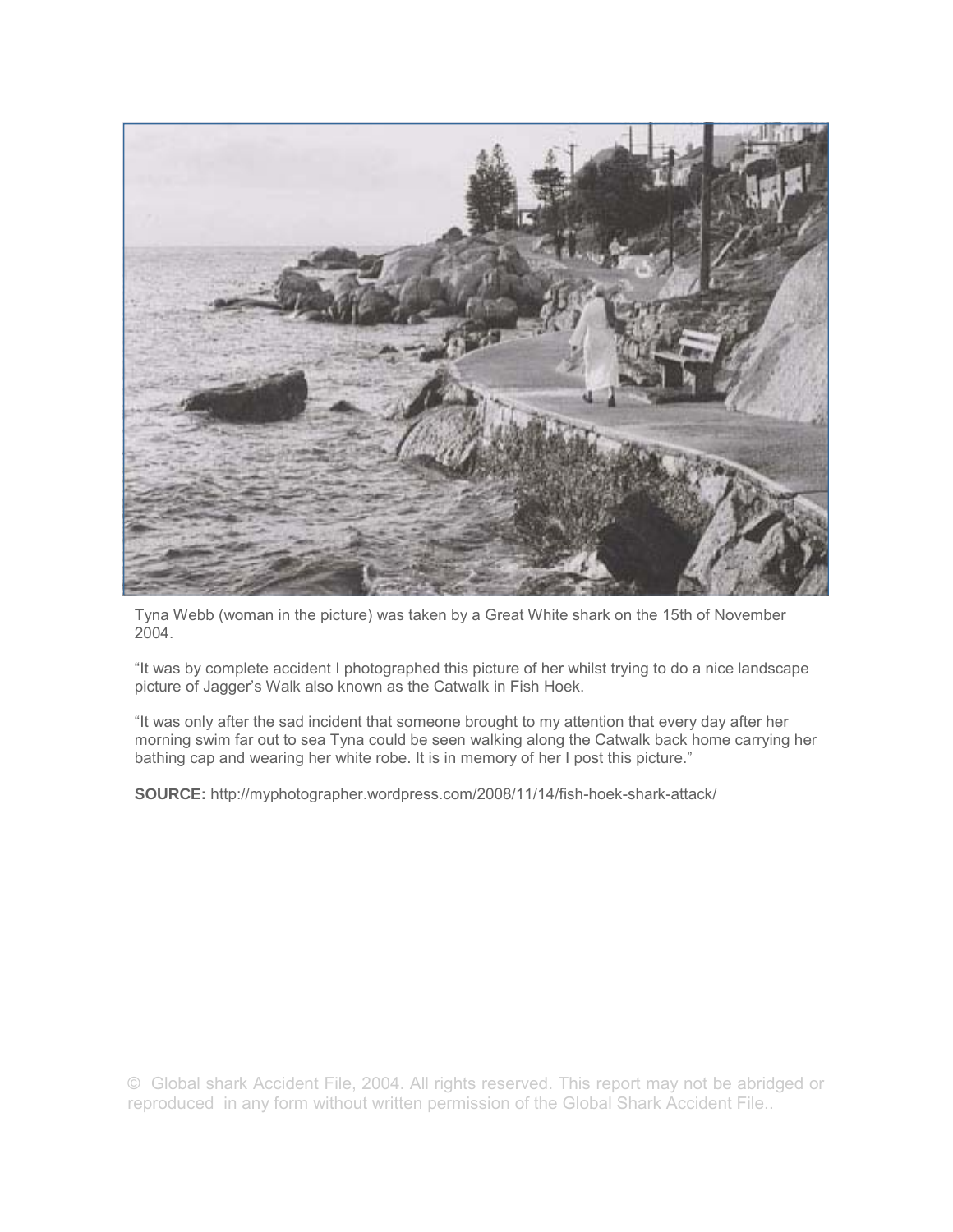Tyna Webb (woman in the picture) was taken by a Great White shark on the 15th of November 2004.

"It was by complete accident I photographed this picture of her whilst trying to do a nice landscape picture of Jagger's Walk also known as the Catwalk in Fish Hoek.

"It was only after the sad incident that someone brought to my attention that every day after her morning swim far out to sea Tyna could be seen walking along the Catwalk back home carrying her bathing cap and wearing her white robe. It is in memory of her I post this picture."

**SOURCE:** http://myphotographer.wordpress.com/2008/11/14/fish-hoek-shark-attack/

© Global shark Accident File, 2004. All rights reserved. This report may not be abridged or reproduced in any form without written permission of the Global Shark Accident File..